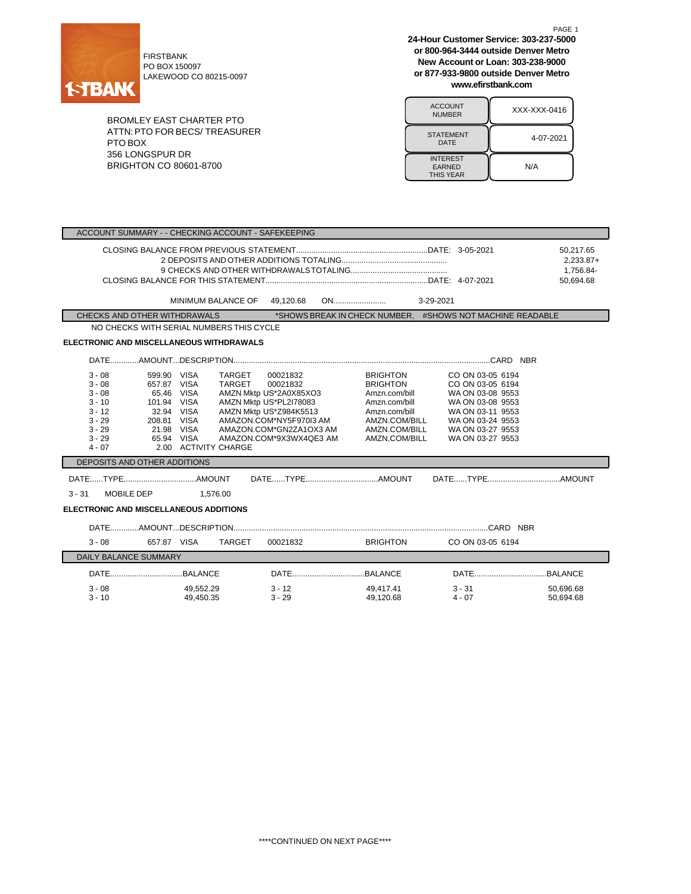FIRSTBANK
PO BOX 150097
LAKEWOOD CO 80215-0097

**24-Hour Customer Service: 303-237-5000**
**or 800-964-3444 outside Denver Metro**
**New Account or Loan: 303-238-9000**
**or 877-933-9800 outside Denver Metro**
**www.efirstbank.com**

BROMLEY EAST CHARTER PTO
ATTN: PTO FOR BECS/ TREASURER
PTO BOX
356 LONGSPUR DR
BRIGHTON CO 80601-8700

| ACCOUNT NUMBER | XXX-XXX-0416 |
|---|---|
| STATEMENT DATE | 4-07-2021 |
| INTEREST EARNED THIS YEAR | N/A |

## ACCOUNT SUMMARY - - CHECKING ACCOUNT - SAFEKEEPING

| | | |
|---|---|---|
| CLOSING BALANCE FROM PREVIOUS STATEMENT | DATE: 3-05-2021 | 50,217.65 |
| 2 DEPOSITS AND OTHER ADDITIONS TOTALING | | 2,233.87+ |
| 9 CHECKS AND OTHER WITHDRAWALS TOTALING | | 1,756.84- |
| CLOSING BALANCE FOR THIS STATEMENT | DATE: 4-07-2021 | 50,694.68 |

MINIMUM BALANCE OF 49,120.68 ON 3-29-2021

## CHECKS AND OTHER WITHDRAWALS

*SHOWS BREAK IN CHECK NUMBER, #SHOWS NOT MACHINE READABLE

NO CHECKS WITH SERIAL NUMBERS THIS CYCLE

### ELECTRONIC AND MISCELLANEOUS WITHDRAWALS

| DATE | AMOUNT | DESCRIPTION | | | | CARD NBR |
|---|---|---|---|---|---|---|
| 3 - 08 | 599.90 | VISA | TARGET 00021832 | BRIGHTON | CO ON 03-05 | 6194 |
| 3 - 08 | 657.87 | VISA | TARGET 00021832 | BRIGHTON | CO ON 03-05 | 6194 |
| 3 - 08 | 65.46 | VISA | AMZN Mktp US*2A0X85XO3 | Amzn.com/bill | WA ON 03-08 | 9553 |
| 3 - 10 | 101.94 | VISA | AMZN Mktp US*PL2I78083 | Amzn.com/bill | WA ON 03-08 | 9553 |
| 3 - 12 | 32.94 | VISA | AMZN Mktp US*Z984K5513 | Amzn.com/bill | WA ON 03-11 | 9553 |
| 3 - 29 | 208.81 | VISA | AMAZON.COM*NY5F970I3 AM | AMZN.COM/BILL | WA ON 03-24 | 9553 |
| 3 - 29 | 21.98 | VISA | AMAZON.COM*GN2ZA1OX3 AM | AMZN.COM/BILL | WA ON 03-27 | 9553 |
| 3 - 29 | 65.94 | VISA | AMAZON.COM*9X3WX4QE3 AM | AMZN.COM/BILL | WA ON 03-27 | 9553 |
| 4 - 07 | 2.00 | ACTIVITY CHARGE | | | | |

## DEPOSITS AND OTHER ADDITIONS

| DATE | TYPE | AMOUNT | DATE | TYPE | AMOUNT | DATE | TYPE | AMOUNT |
|---|---|---|---|---|---|---|---|---|
| 3 - 31 | MOBILE DEP | 1,576.00 | | | | | | |

### ELECTRONIC AND MISCELLANEOUS ADDITIONS

| DATE | AMOUNT | DESCRIPTION | | | | CARD NBR |
|---|---|---|---|---|---|---|
| 3 - 08 | 657.87 | VISA | TARGET 00021832 | BRIGHTON | CO ON 03-05 | 6194 |

## DAILY BALANCE SUMMARY

| DATE | BALANCE | DATE | BALANCE | DATE | BALANCE |
|---|---|---|---|---|---|
| 3 - 08 | 49,552.29 | 3 - 12 | 49,417.41 | 3 - 31 | 50,696.68 |
| 3 - 10 | 49,450.35 | 3 - 29 | 49,120.68 | 4 - 07 | 50,694.68 |

****CONTINUED ON NEXT PAGE****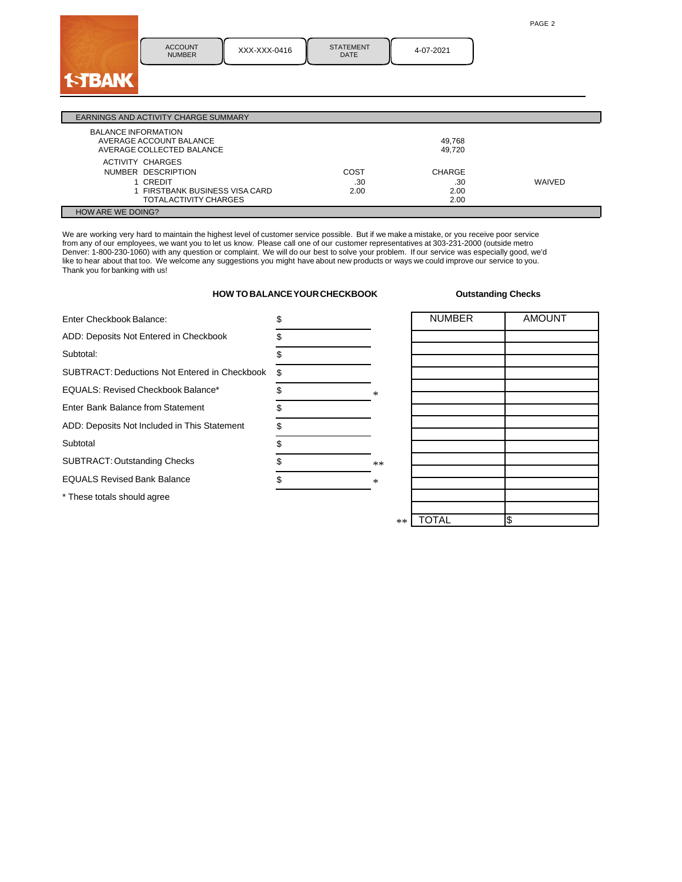| ACCOUNT NUMBER | XXX-XXX-0416 | STATEMENT DATE | 4-07-2021 |
|---|---|---|---|

## EARNINGS AND ACTIVITY CHARGE SUMMARY

BALANCE INFORMATION

| | |
|---|---|
| AVERAGE ACCOUNT BALANCE | 49,768 |
| AVERAGE COLLECTED BALANCE | 49,720 |

ACTIVITY CHARGES

| NUMBER | DESCRIPTION | COST | CHARGE | |
|---|---|---|---|---|
| 1 | CREDIT | .30 | .30 | WAIVED |
| 1 | FIRSTBANK BUSINESS VISA CARD | 2.00 | 2.00 | |
| | TOTAL ACTIVITY CHARGES | | 2.00 | |

## HOW ARE WE DOING?

We are working very hard to maintain the highest level of customer service possible. But if we make a mistake, or you receive poor service from any of our employees, we want you to let us know. Please call one of our customer representatives at 303-231-2000 (outside metro Denver: 1-800-230-1060) with any question or complaint. We will do our best to solve your problem. If our service was especially good, we'd like to hear about that too. We welcome any suggestions you might have about new products or ways we could improve our service to you. Thank you for banking with us!

### HOW TO BALANCE YOUR CHECKBOOK

| | | |
|---|---|---|
| Enter Checkbook Balance: | $ | |
| ADD: Deposits Not Entered in Checkbook | $ | |
| Subtotal: | $ | |
| SUBTRACT: Deductions Not Entered in Checkbook | $ | |
| EQUALS: Revised Checkbook Balance* | $ | * |
| Enter Bank Balance from Statement | $ | |
| ADD: Deposits Not Included in This Statement | $ | |
| Subtotal | $ | |
| SUBTRACT: Outstanding Checks | $ | ** |
| EQUALS Revised Bank Balance | $ | * |

* These totals should agree

### Outstanding Checks

| NUMBER | AMOUNT |
|---|---|
| | |
| | |
| | |
| | |
| | |
| | |
| | |
| | |
| | |
| | |
| | |
| | |
| | |
| | |
| | |
| ** TOTAL | $ |